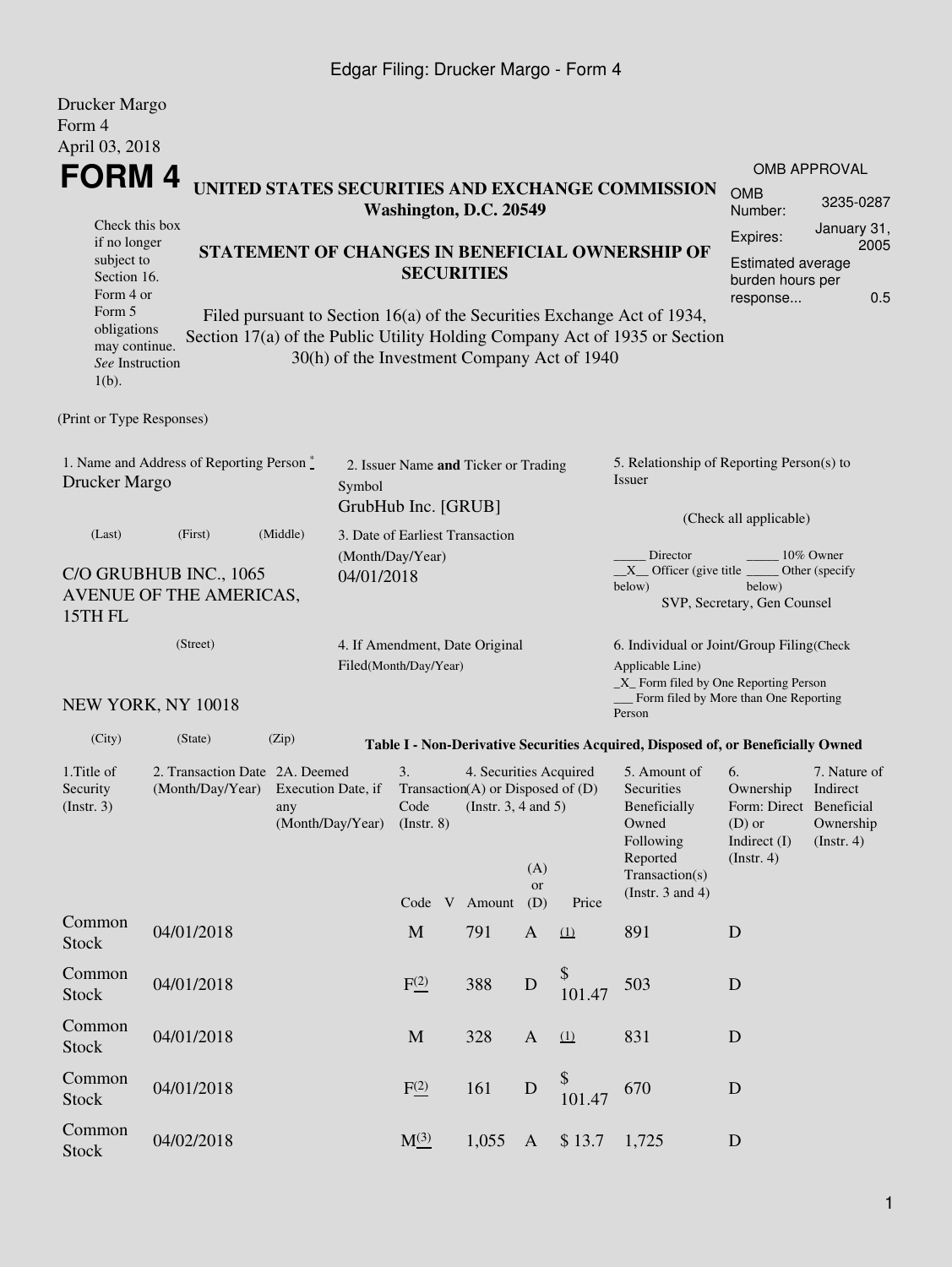Edgar Filing: Drucker Margo - Form 4

Drucker Margo
Form 4
April 03, 2018

# FORM 4

**UNITED STATES SECURITIES AND EXCHANGE COMMISSION**
**Washington, D.C. 20549**

OMB APPROVAL

| | |
|---|---|
| OMB Number: | 3235-0287 |
| Expires: | January 31, 2005 |
| Estimated average burden hours per response... | 0.5 |

Check this box if no longer subject to Section 16. Form 4 or Form 5 obligations may continue. *See* Instruction 1(b).

**STATEMENT OF CHANGES IN BENEFICIAL OWNERSHIP OF SECURITIES**

Filed pursuant to Section 16(a) of the Securities Exchange Act of 1934, Section 17(a) of the Public Utility Holding Company Act of 1935 or Section 30(h) of the Investment Company Act of 1940

(Print or Type Responses)

1. Name and Address of Reporting Person *
Drucker Margo

(Last) (First) (Middle)

C/O GRUBHUB INC., 1065 AVENUE OF THE AMERICAS, 15TH FL

(Street)

NEW YORK, NY 10018

(City) (State) (Zip)

2. Issuer Name **and** Ticker or Trading Symbol
GrubHub Inc. [GRUB]

3. Date of Earliest Transaction (Month/Day/Year)
04/01/2018

4. If Amendment, Date Original Filed(Month/Day/Year)

5. Relationship of Reporting Person(s) to Issuer

(Check all applicable)

_____ Director _____ 10% Owner
__X__ Officer (give title below) _____ Other (specify below)
SVP, Secretary, Gen Counsel

6. Individual or Joint/Group Filing(Check Applicable Line)
_X_ Form filed by One Reporting Person
___ Form filed by More than One Reporting Person

**Table I - Non-Derivative Securities Acquired, Disposed of, or Beneficially Owned**

| 1.Title of Security (Instr. 3) | 2. Transaction Date (Month/Day/Year) | 2A. Deemed Execution Date, if any (Month/Day/Year) | 3. Transaction Code (Instr. 8) | | 4. Securities Acquired (A) or Disposed of (D) (Instr. 3, 4 and 5) | | | 5. Amount of Securities Beneficially Owned Following Reported Transaction(s) (Instr. 3 and 4) | 6. Ownership Form: Direct (D) or Indirect (I) (Instr. 4) | 7. Nature of Indirect Beneficial Ownership (Instr. 4) |
|---|---|---|---|---|---|---|---|---|---|---|
| | | | Code | V | Amount | (A) or (D) | Price | | | |
| Common Stock | 04/01/2018 | | M | | 791 | A | (1) | 891 | D | |
| Common Stock | 04/01/2018 | | F(2) | | 388 | D | $ 101.47 | 503 | D | |
| Common Stock | 04/01/2018 | | M | | 328 | A | (1) | 831 | D | |
| Common Stock | 04/01/2018 | | F(2) | | 161 | D | $ 101.47 | 670 | D | |
| Common Stock | 04/02/2018 | | M(3) | | 1,055 | A | $ 13.7 | 1,725 | D | |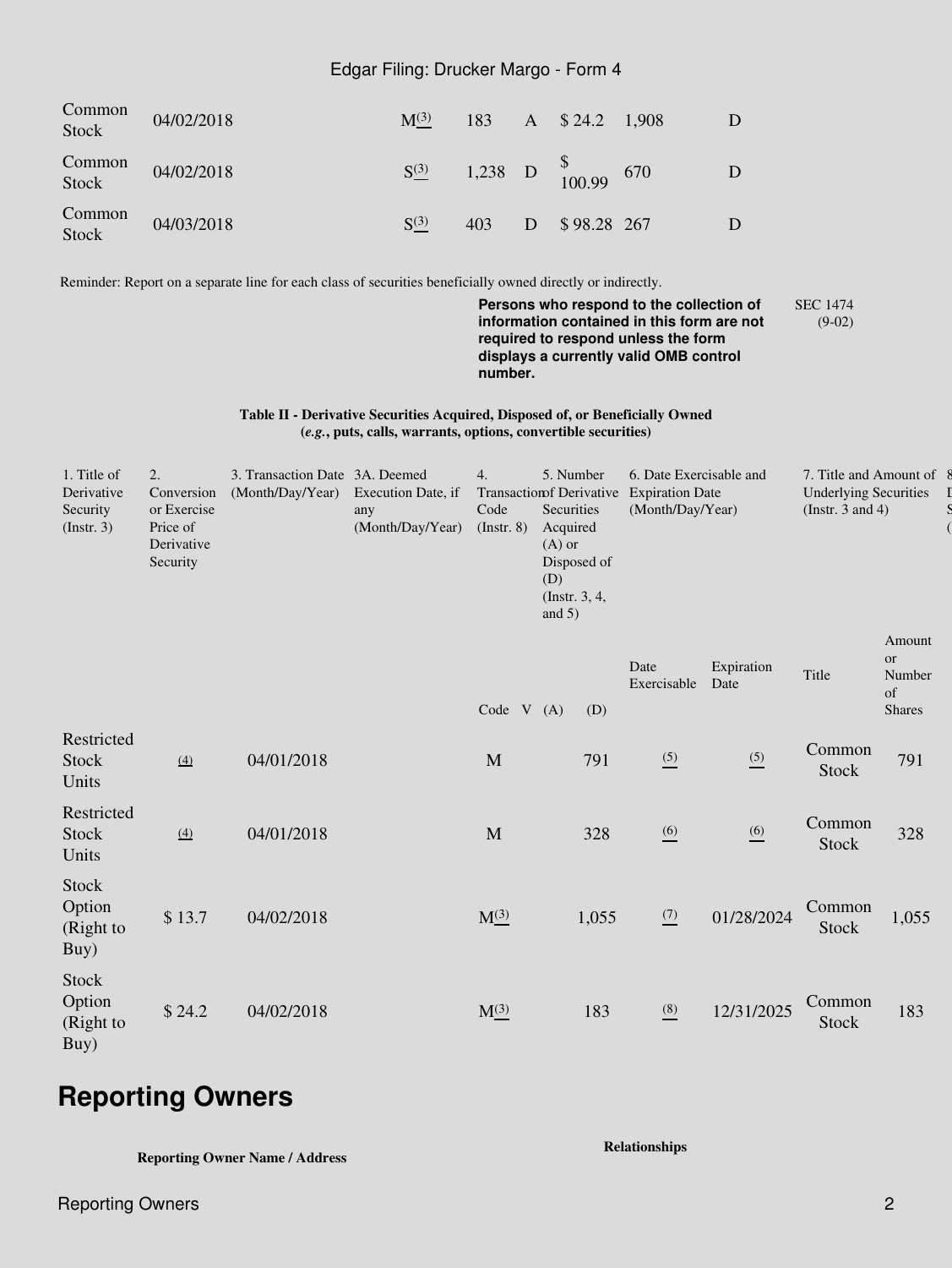| | | | | | | | | |
|---|---|---|---|---|---|---|---|---|
| Common Stock | 04/02/2018 | | M(3) | 183 | A | $ 24.2 | 1,908 | D |
| Common Stock | 04/02/2018 | | S(3) | 1,238 | D | $ 100.99 | 670 | D |
| Common Stock | 04/03/2018 | | S(3) | 403 | D | $ 98.28 | 267 | D |

Reminder: Report on a separate line for each class of securities beneficially owned directly or indirectly.

**Persons who respond to the collection of information contained in this form are not required to respond unless the form displays a currently valid OMB control number.**

SEC 1474 (9-02)

**Table II - Derivative Securities Acquired, Disposed of, or Beneficially Owned (*e.g.*, puts, calls, warrants, options, convertible securities)**

| 1. Title of Derivative Security (Instr. 3) | 2. Conversion or Exercise Price of Derivative Security | 3. Transaction Date (Month/Day/Year) | 3A. Deemed Execution Date, if any (Month/Day/Year) | 4. Transaction Code (Instr. 8) | | 5. Number of Derivative Securities Acquired (A) or Disposed of (D) (Instr. 3, 4, and 5) | | 6. Date Exercisable and Expiration Date (Month/Day/Year) | | 7. Title and Amount of Underlying Securities (Instr. 3 and 4) | |
|---|---|---|---|---|---|---|---|---|---|---|---|
| | | | | Code | V | (A) | (D) | Date Exercisable | Expiration Date | Title | Amount or Number of Shares |
| Restricted Stock Units | (4) | 04/01/2018 | | M | | | 791 | (5) | (5) | Common Stock | 791 |
| Restricted Stock Units | (4) | 04/01/2018 | | M | | | 328 | (6) | (6) | Common Stock | 328 |
| Stock Option (Right to Buy) | $ 13.7 | 04/02/2018 | | M(3) | | | 1,055 | (7) | 01/28/2024 | Common Stock | 1,055 |
| Stock Option (Right to Buy) | $ 24.2 | 04/02/2018 | | M(3) | | | 183 | (8) | 12/31/2025 | Common Stock | 183 |

## Reporting Owners

| Reporting Owner Name / Address | Relationships |
|---|---|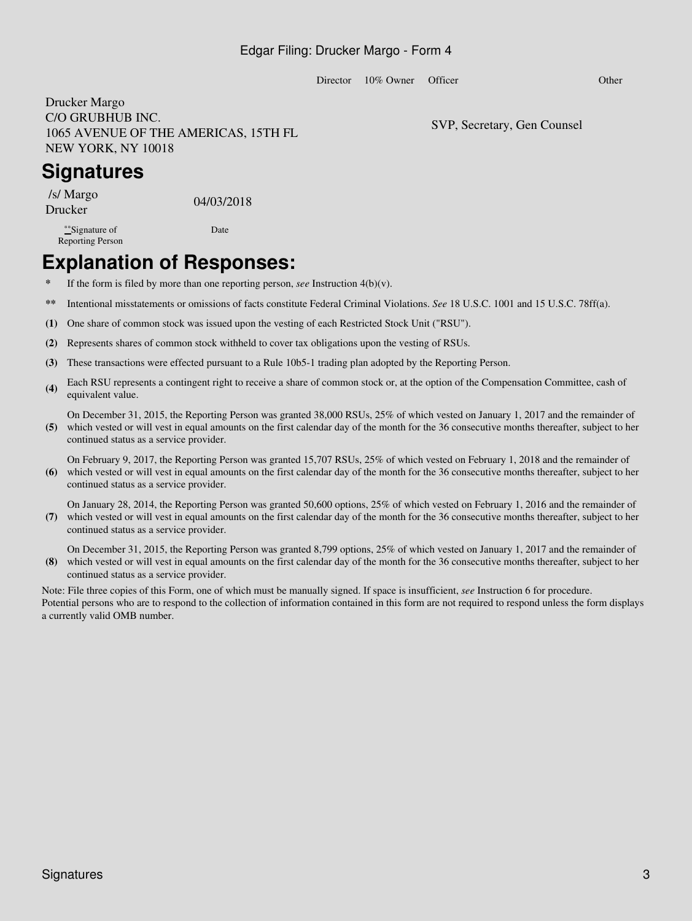| | Director | 10% Owner | Officer | Other |
|---|---|---|---|---|
| Drucker Margo<br>C/O GRUBHUB INC.<br>1065 AVENUE OF THE AMERICAS, 15TH FL<br>NEW YORK, NY 10018 | | | SVP, Secretary, Gen Counsel | |

## Signatures

| | |
|---|---|
| /s/ Margo Drucker | 04/03/2018 |
| **Signature of Reporting Person | Date |

## Explanation of Responses:

- \* If the form is filed by more than one reporting person, *see* Instruction 4(b)(v).
- ** Intentional misstatements or omissions of facts constitute Federal Criminal Violations. *See* 18 U.S.C. 1001 and 15 U.S.C. 78ff(a).
- **(1)** One share of common stock was issued upon the vesting of each Restricted Stock Unit ("RSU").
- **(2)** Represents shares of common stock withheld to cover tax obligations upon the vesting of RSUs.
- **(3)** These transactions were effected pursuant to a Rule 10b5-1 trading plan adopted by the Reporting Person.
- **(4)** Each RSU represents a contingent right to receive a share of common stock or, at the option of the Compensation Committee, cash of equivalent value.
- **(5)** On December 31, 2015, the Reporting Person was granted 38,000 RSUs, 25% of which vested on January 1, 2017 and the remainder of which vested or will vest in equal amounts on the first calendar day of the month for the 36 consecutive months thereafter, subject to her continued status as a service provider.
- **(6)** On February 9, 2017, the Reporting Person was granted 15,707 RSUs, 25% of which vested on February 1, 2018 and the remainder of which vested or will vest in equal amounts on the first calendar day of the month for the 36 consecutive months thereafter, subject to her continued status as a service provider.
- **(7)** On January 28, 2014, the Reporting Person was granted 50,600 options, 25% of which vested on February 1, 2016 and the remainder of which vested or will vest in equal amounts on the first calendar day of the month for the 36 consecutive months thereafter, subject to her continued status as a service provider.
- **(8)** On December 31, 2015, the Reporting Person was granted 8,799 options, 25% of which vested on January 1, 2017 and the remainder of which vested or will vest in equal amounts on the first calendar day of the month for the 36 consecutive months thereafter, subject to her continued status as a service provider.

Note: File three copies of this Form, one of which must be manually signed. If space is insufficient, *see* Instruction 6 for procedure.
Potential persons who are to respond to the collection of information contained in this form are not required to respond unless the form displays a currently valid OMB number.